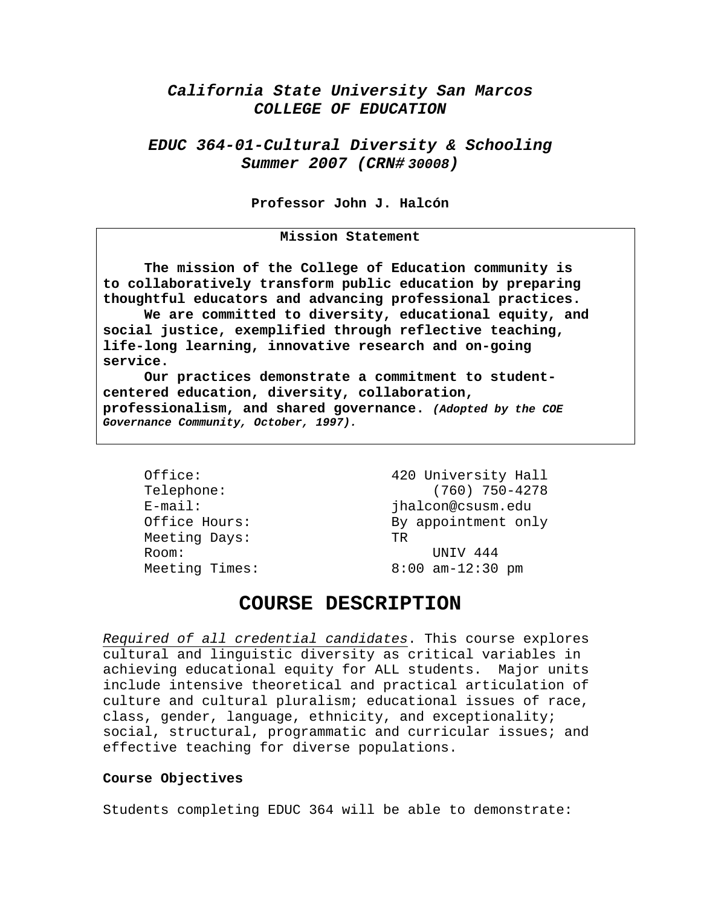# *California State University San Marcos*
# *COLLEGE OF EDUCATION*

## *EDUC 364-01-Cultural Diversity & Schooling*
## *Summer 2007 (CRN# 30008)*

**Professor John J. Halcón**

---

**Mission Statement**

**The mission of the College of Education community is to collaboratively transform public education by preparing thoughtful educators and advancing professional practices.**

**We are committed to diversity, educational equity, and social justice, exemplified through reflective teaching, life-long learning, innovative research and on-going service.**

**Our practices demonstrate a commitment to student-centered education, diversity, collaboration, professionalism, and shared governance.** ***(Adopted by the COE Governance Community, October, 1997).***

---

| | |
|---|---|
| Office: | 420 University Hall |
| Telephone: | (760) 750-4278 |
| E-mail: | jhalcon@csusm.edu |
| Office Hours: | By appointment only |
| Meeting Days: | TR |
| Room: | UNIV 444 |
| Meeting Times: | 8:00 am-12:30 pm |

# COURSE DESCRIPTION

*Required of all credential candidates*. This course explores cultural and linguistic diversity as critical variables in achieving educational equity for ALL students. Major units include intensive theoretical and practical articulation of culture and cultural pluralism; educational issues of race, class, gender, language, ethnicity, and exceptionality; social, structural, programmatic and curricular issues; and effective teaching for diverse populations.

### Course Objectives

Students completing EDUC 364 will be able to demonstrate: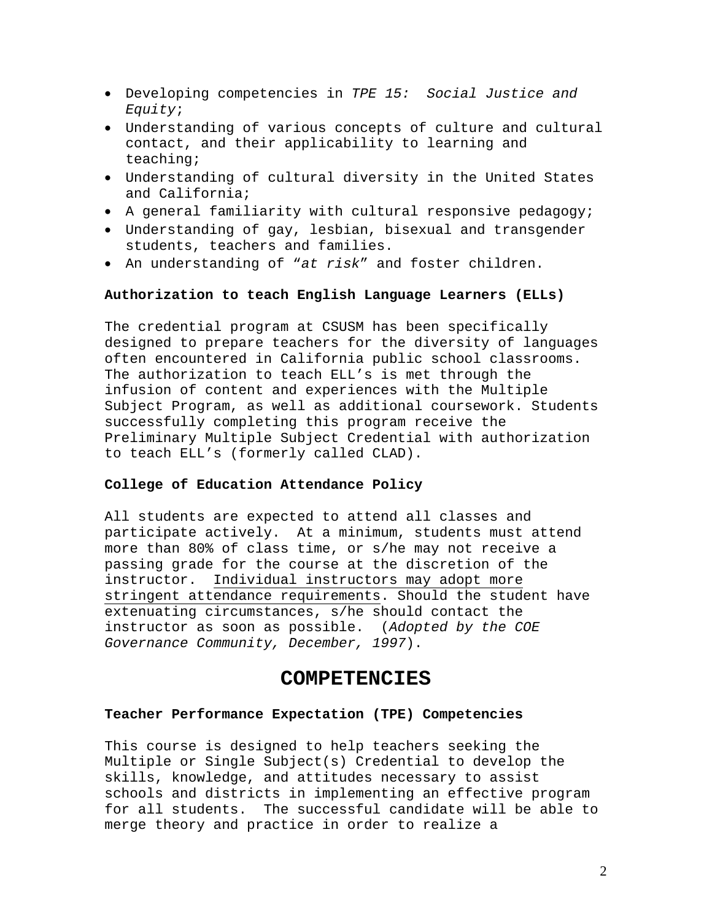- Developing competencies in *TPE 15: Social Justice and Equity*;
- Understanding of various concepts of culture and cultural contact, and their applicability to learning and teaching;
- Understanding of cultural diversity in the United States and California;
- A general familiarity with cultural responsive pedagogy;
- Understanding of gay, lesbian, bisexual and transgender students, teachers and families.
- An understanding of "*at risk*" and foster children.

**Authorization to teach English Language Learners (ELLs)**

The credential program at CSUSM has been specifically designed to prepare teachers for the diversity of languages often encountered in California public school classrooms. The authorization to teach ELL's is met through the infusion of content and experiences with the Multiple Subject Program, as well as additional coursework. Students successfully completing this program receive the Preliminary Multiple Subject Credential with authorization to teach ELL's (formerly called CLAD).

**College of Education Attendance Policy**

All students are expected to attend all classes and participate actively. At a minimum, students must attend more than 80% of class time, or s/he may not receive a passing grade for the course at the discretion of the instructor. <u>Individual instructors may adopt more stringent attendance requirements</u>. Should the student have extenuating circumstances, s/he should contact the instructor as soon as possible. (*Adopted by the COE Governance Community, December, 1997*).

# COMPETENCIES

**Teacher Performance Expectation (TPE) Competencies**

This course is designed to help teachers seeking the Multiple or Single Subject(s) Credential to develop the skills, knowledge, and attitudes necessary to assist schools and districts in implementing an effective program for all students. The successful candidate will be able to merge theory and practice in order to realize a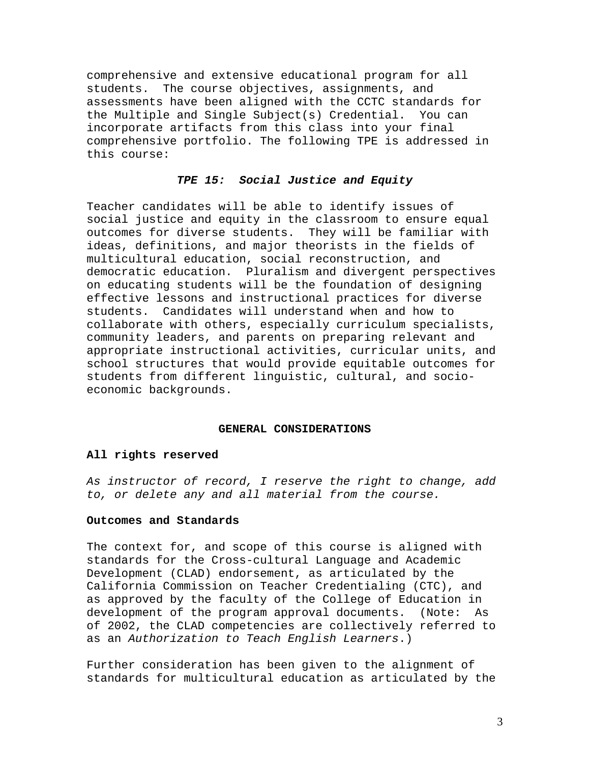comprehensive and extensive educational program for all students. The course objectives, assignments, and assessments have been aligned with the CCTC standards for the Multiple and Single Subject(s) Credential. You can incorporate artifacts from this class into your final comprehensive portfolio. The following TPE is addressed in this course:

***TPE 15: Social Justice and Equity***

Teacher candidates will be able to identify issues of social justice and equity in the classroom to ensure equal outcomes for diverse students. They will be familiar with ideas, definitions, and major theorists in the fields of multicultural education, social reconstruction, and democratic education. Pluralism and divergent perspectives on educating students will be the foundation of designing effective lessons and instructional practices for diverse students. Candidates will understand when and how to collaborate with others, especially curriculum specialists, community leaders, and parents on preparing relevant and appropriate instructional activities, curricular units, and school structures that would provide equitable outcomes for students from different linguistic, cultural, and socio-economic backgrounds.

## GENERAL CONSIDERATIONS

### All rights reserved

*As instructor of record, I reserve the right to change, add to, or delete any and all material from the course.*

### Outcomes and Standards

The context for, and scope of this course is aligned with standards for the Cross-cultural Language and Academic Development (CLAD) endorsement, as articulated by the California Commission on Teacher Credentialing (CTC), and as approved by the faculty of the College of Education in development of the program approval documents. (Note: As of 2002, the CLAD competencies are collectively referred to as an *Authorization to Teach English Learners*.)

Further consideration has been given to the alignment of standards for multicultural education as articulated by the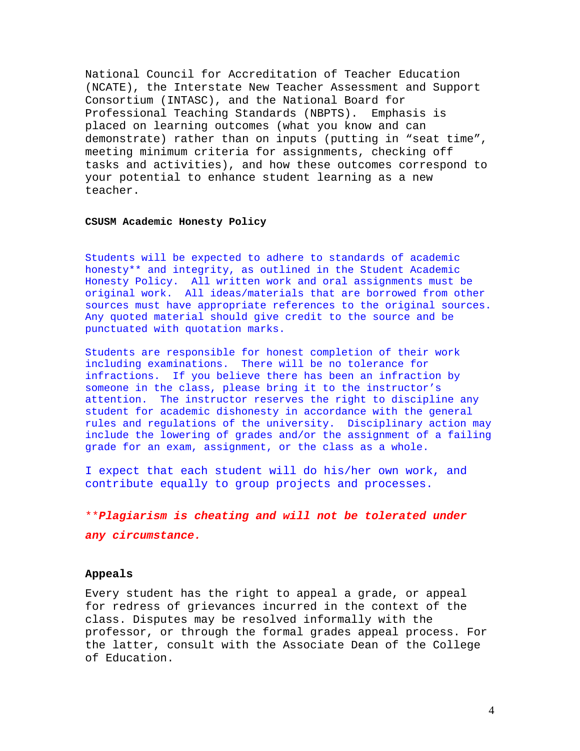National Council for Accreditation of Teacher Education (NCATE), the Interstate New Teacher Assessment and Support Consortium (INTASC), and the National Board for Professional Teaching Standards (NBPTS). Emphasis is placed on learning outcomes (what you know and can demonstrate) rather than on inputs (putting in "seat time", meeting minimum criteria for assignments, checking off tasks and activities), and how these outcomes correspond to your potential to enhance student learning as a new teacher.

#### CSUSM Academic Honesty Policy

Students will be expected to adhere to standards of academic honesty** and integrity, as outlined in the Student Academic Honesty Policy. All written work and oral assignments must be original work. All ideas/materials that are borrowed from other sources must have appropriate references to the original sources. Any quoted material should give credit to the source and be punctuated with quotation marks.

Students are responsible for honest completion of their work including examinations. There will be no tolerance for infractions. If you believe there has been an infraction by someone in the class, please bring it to the instructor's attention. The instructor reserves the right to discipline any student for academic dishonesty in accordance with the general rules and regulations of the university. Disciplinary action may include the lowering of grades and/or the assignment of a failing grade for an exam, assignment, or the class as a whole.

I expect that each student will do his/her own work, and contribute equally to group projects and processes.

***Plagiarism is cheating and will not be tolerated under any circumstance.***

#### Appeals

Every student has the right to appeal a grade, or appeal for redress of grievances incurred in the context of the class. Disputes may be resolved informally with the professor, or through the formal grades appeal process. For the latter, consult with the Associate Dean of the College of Education.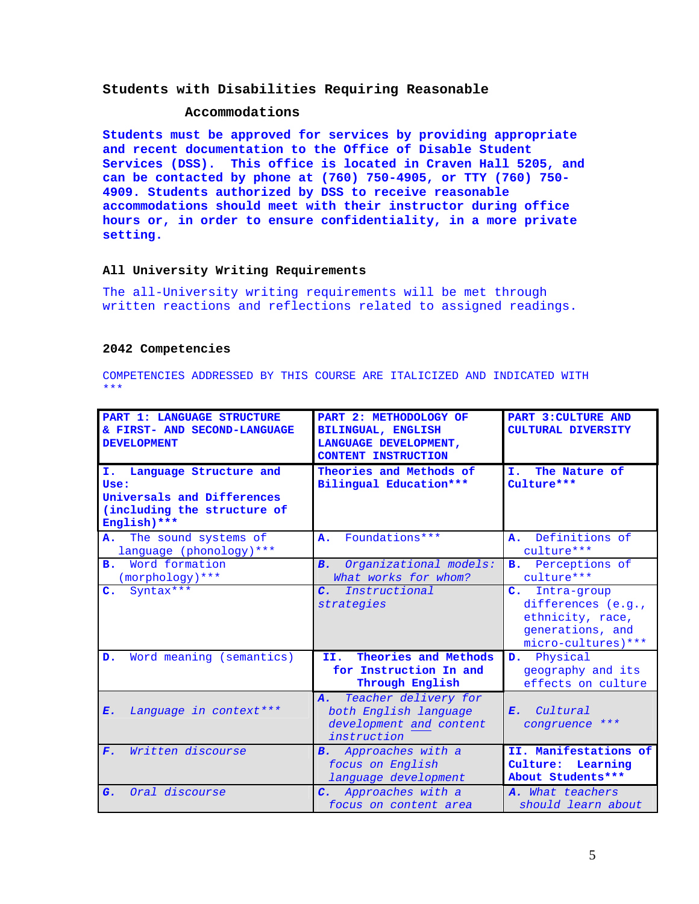### Students with Disabilities Requiring Reasonable Accommodations

**Students must be approved for services by providing appropriate and recent documentation to the Office of Disable Student Services (DSS). This office is located in Craven Hall 5205, and can be contacted by phone at (760) 750-4905, or TTY (760) 750-4909. Students authorized by DSS to receive reasonable accommodations should meet with their instructor during office hours or, in order to ensure confidentiality, in a more private setting.**

### All University Writing Requirements

The all-University writing requirements will be met through written reactions and reflections related to assigned readings.

### 2042 Competencies

COMPETENCIES ADDRESSED BY THIS COURSE ARE ITALICIZED AND INDICATED WITH ***

| **PART 1: LANGUAGE STRUCTURE & FIRST- AND SECOND-LANGUAGE DEVELOPMENT** | **PART 2: METHODOLOGY OF BILINGUAL, ENGLISH LANGUAGE DEVELOPMENT, CONTENT INSTRUCTION** | **PART 3:CULTURE AND CULTURAL DIVERSITY** |
|---|---|---|
| **I. Language Structure and Use: Universals and Differences (including the structure of English)*****  | **Theories and Methods of Bilingual Education***** | **I. The Nature of Culture***** |
| **A.** The sound systems of language (phonology)*** | **A.** Foundations*** | **A.** Definitions of culture*** |
| **B.** Word formation (morphology)*** | ***B.** Organizational models: What works for whom?* | **B.** Perceptions of culture*** |
| **C.** Syntax*** | ***C.** Instructional strategies* | **C.** Intra-group differences (e.g., ethnicity, race, generations, and micro-cultures)*** |
| **D.** Word meaning (semantics) | **II. Theories and Methods for Instruction In and Through English** | **D.** Physical geography and its effects on culture |
| ***E.** Language in context**** | ***A.** Teacher delivery for both English language development and content instruction* | ***E.** Cultural congruence **** |
| ***F.** Written discourse* | ***B.** Approaches with a focus on English language development* | **II. Manifestations of Culture: Learning About Students***** |
| ***G.** Oral discourse* | ***C.** Approaches with a focus on content area* | ***A.** What teachers should learn about* |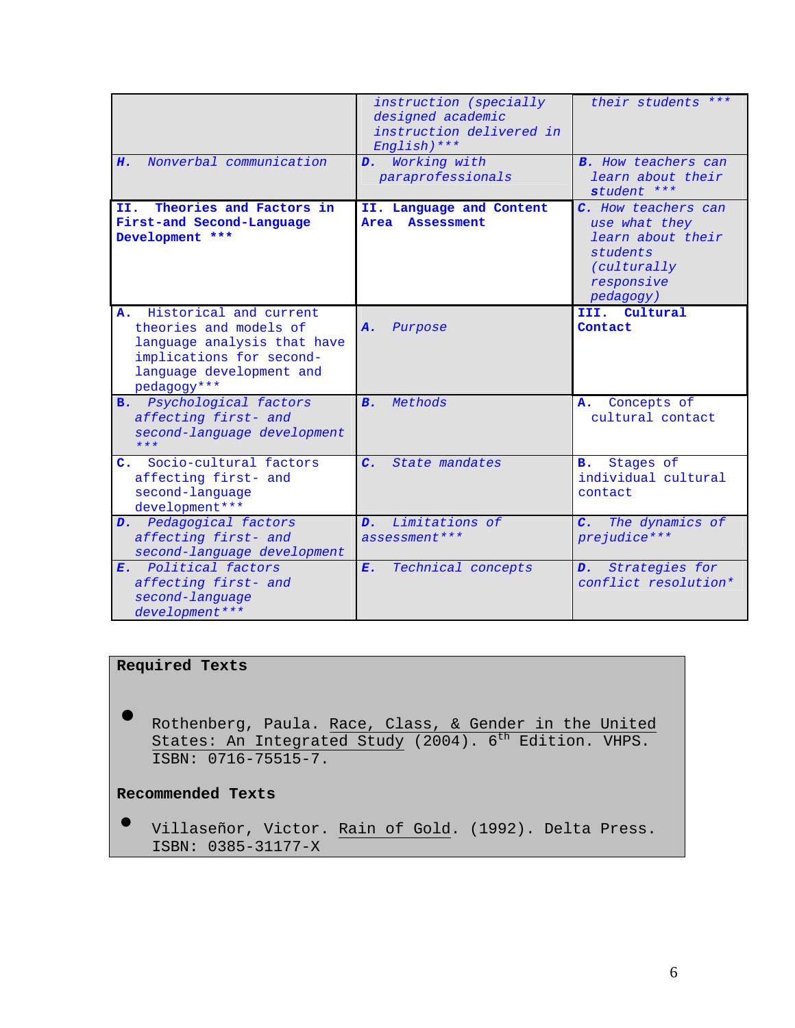| | | |
|---|---|---|
| | *instruction (specially designed academic instruction delivered in English)**** | *their students **** |
| ***H.*** *Nonverbal communication* | ***D.*** *Working with paraprofessionals* | ***B.*** *How teachers can learn about their student **** |
| **II. Theories and Factors in First-and Second-Language Development ***** | **II. Language and Content Area Assessment** | ***C.*** *How teachers can use what they learn about their students (culturally responsive pedagogy)* |
| **A.** Historical and current theories and models of language analysis that have implications for second-language development and pedagogy*** | ***A.*** *Purpose* | **III. Cultural Contact** |
| ***B.*** *Psychological factors affecting first- and second-language development **** | ***B.*** *Methods* | **A.** Concepts of cultural contact |
| **C.** Socio-cultural factors affecting first- and second-language development*** | ***C.*** *State mandates* | **B.** Stages of individual cultural contact |
| ***D.*** *Pedagogical factors affecting first- and second-language development* | ***D.*** *Limitations of assessment**** | ***C.*** *The dynamics of prejudice**** |
| ***E.*** *Political factors affecting first- and second-language development**** | ***E.*** *Technical concepts* | ***D.*** *Strategies for conflict resolution** |

**Required Texts**

- Rothenberg, Paula. Race, Class, & Gender in the United States: An Integrated Study (2004). 6th Edition. VHPS. ISBN: 0716-75515-7.

**Recommended Texts**

- Villaseñor, Victor. Rain of Gold. (1992). Delta Press. ISBN: 0385-31177-X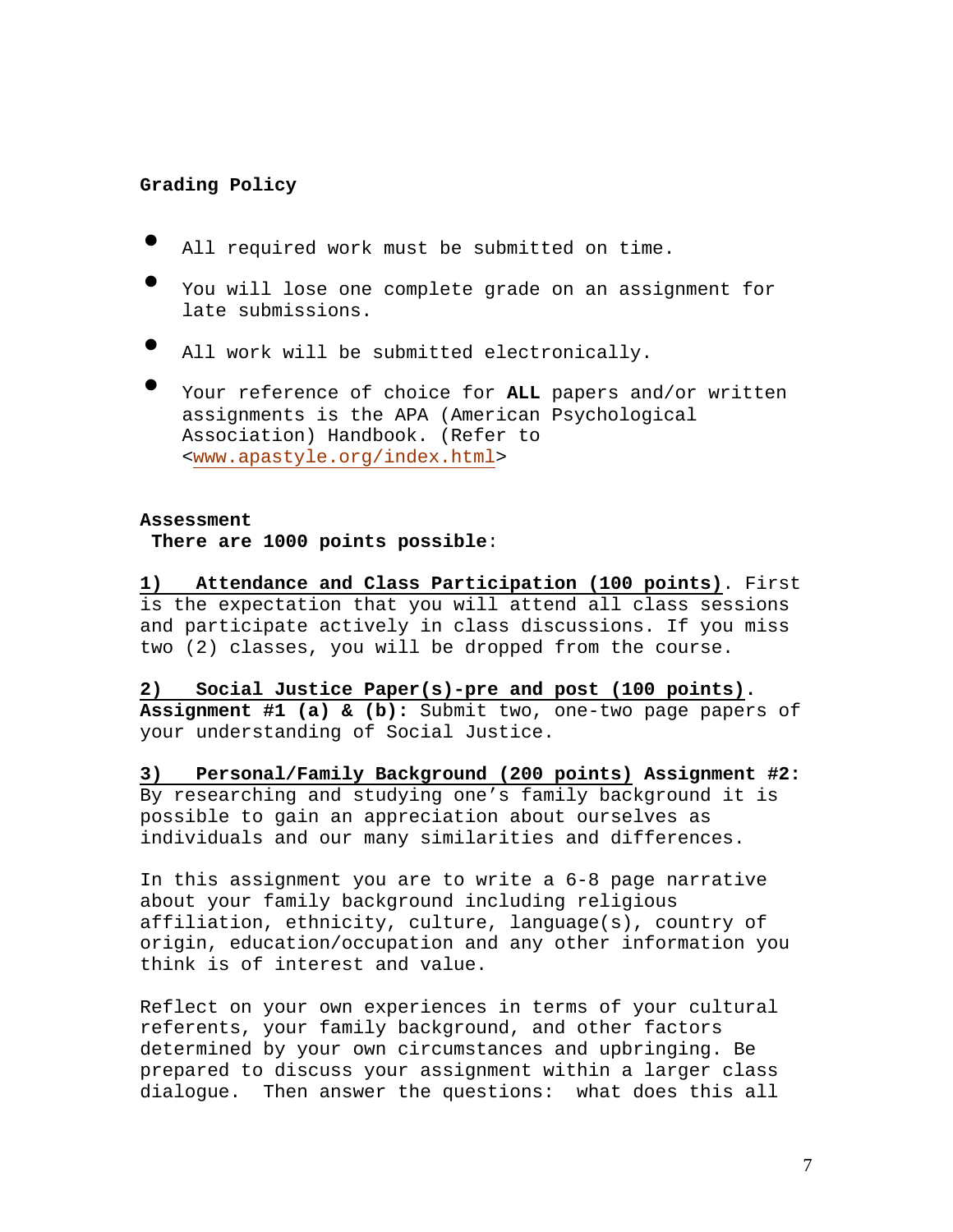**Grading Policy**

- All required work must be submitted on time.
- You will lose one complete grade on an assignment for late submissions.
- All work will be submitted electronically.
- Your reference of choice for **ALL** papers and/or written assignments is the APA (American Psychological Association) Handbook. (Refer to <www.apastyle.org/index.html>

**Assessment**
**There are 1000 points possible**:

**1) Attendance and Class Participation (100 points)**. First is the expectation that you will attend all class sessions and participate actively in class discussions. If you miss two (2) classes, you will be dropped from the course.

**2) Social Justice Paper(s)-pre and post (100 points).**
**Assignment #1 (a) & (b):** Submit two, one-two page papers of your understanding of Social Justice.

**3) Personal/Family Background (200 points) Assignment #2:** By researching and studying one's family background it is possible to gain an appreciation about ourselves as individuals and our many similarities and differences.

In this assignment you are to write a 6-8 page narrative about your family background including religious affiliation, ethnicity, culture, language(s), country of origin, education/occupation and any other information you think is of interest and value.

Reflect on your own experiences in terms of your cultural referents, your family background, and other factors determined by your own circumstances and upbringing. Be prepared to discuss your assignment within a larger class dialogue. Then answer the questions: what does this all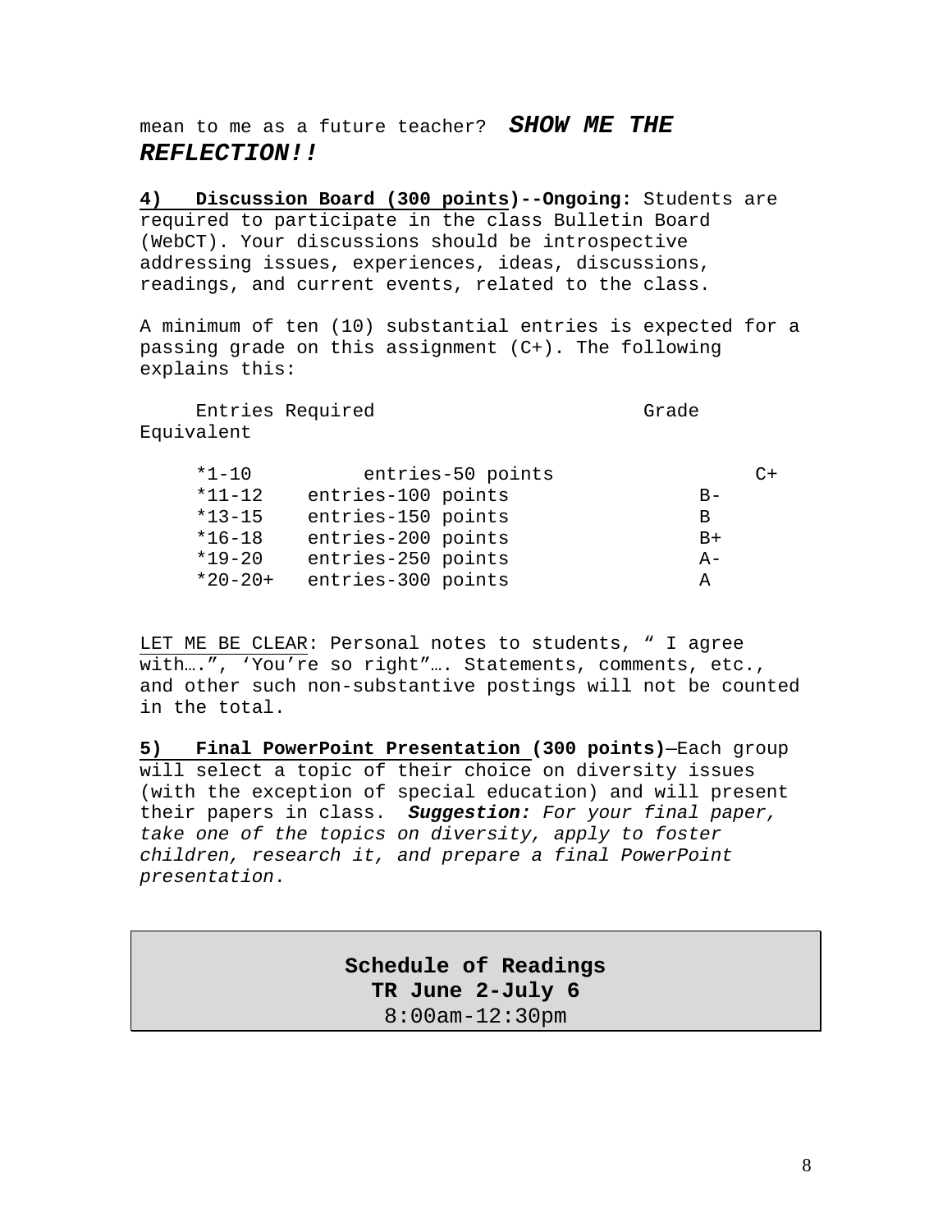mean to me as a future teacher? ***SHOW ME THE REFLECTION!!***

**4) Discussion Board (300 points)--Ongoing:** Students are required to participate in the class Bulletin Board (WebCT). Your discussions should be introspective addressing issues, experiences, ideas, discussions, readings, and current events, related to the class.

A minimum of ten (10) substantial entries is expected for a passing grade on this assignment (C+). The following explains this:

| Entries Required | | Grade Equivalent |
|---|---|---|
| *1-10 | entries-50 points | C+ |
| *11-12 | entries-100 points | B- |
| *13-15 | entries-150 points | B |
| *16-18 | entries-200 points | B+ |
| *19-20 | entries-250 points | A- |
| *20-20+ | entries-300 points | A |

LET ME BE CLEAR: Personal notes to students, " I agree with….", 'You're so right"…. Statements, comments, etc., and other such non-substantive postings will not be counted in the total.

**5) Final PowerPoint Presentation (300 points)**—Each group will select a topic of their choice on diversity issues (with the exception of special education) and will present their papers in class. ***Suggestion:*** *For your final paper, take one of the topics on diversity, apply to foster children, research it, and prepare a final PowerPoint presentation*.

## Schedule of Readings
**TR June 2-July 6**
8:00am-12:30pm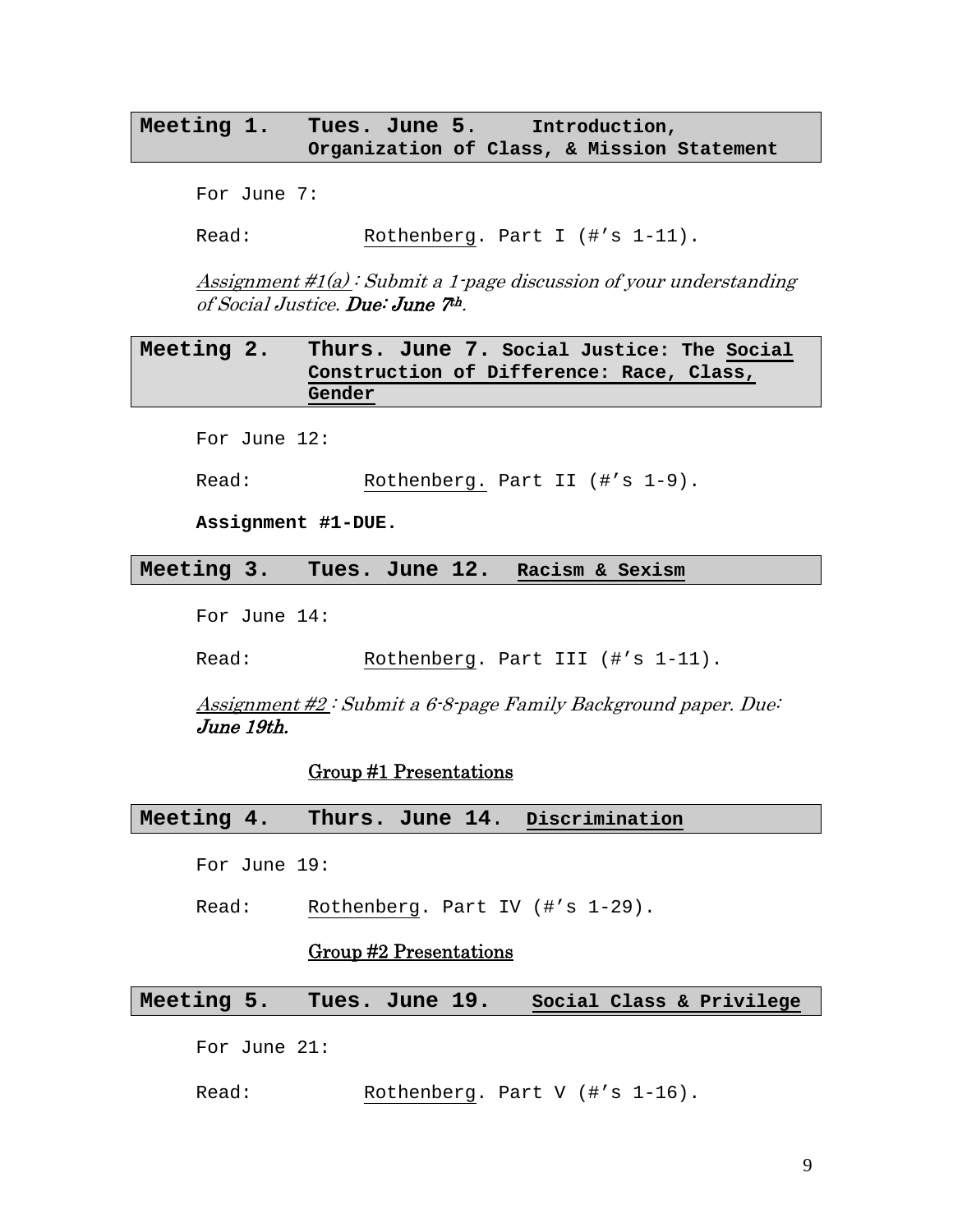**Meeting 1. Tues. June 5. Introduction, Organization of Class, & Mission Statement**

For June 7:

Read: Rothenberg. Part I (#'s 1-11).

*Assignment #1(a) : Submit a 1-page discussion of your understanding of Social Justice.* ***Due: June 7th****.*

**Meeting 2. Thurs. June 7. Social Justice: The Social Construction of Difference: Race, Class, Gender**

For June 12:

Read: Rothenberg. Part II (#'s 1-9).

**Assignment #1-DUE.**

**Meeting 3. Tues. June 12. Racism & Sexism**

For June 14:

Read: Rothenberg. Part III (#'s 1-11).

*Assignment #2 : Submit a 6-8-page Family Background paper. Due:* ***June 19th.***

Group #1 Presentations

**Meeting 4. Thurs. June 14. Discrimination**

For June 19:

Read: Rothenberg. Part IV (#'s 1-29).

Group #2 Presentations

**Meeting 5. Tues. June 19. Social Class & Privilege**

For June 21:

Read: Rothenberg. Part V (#'s 1-16).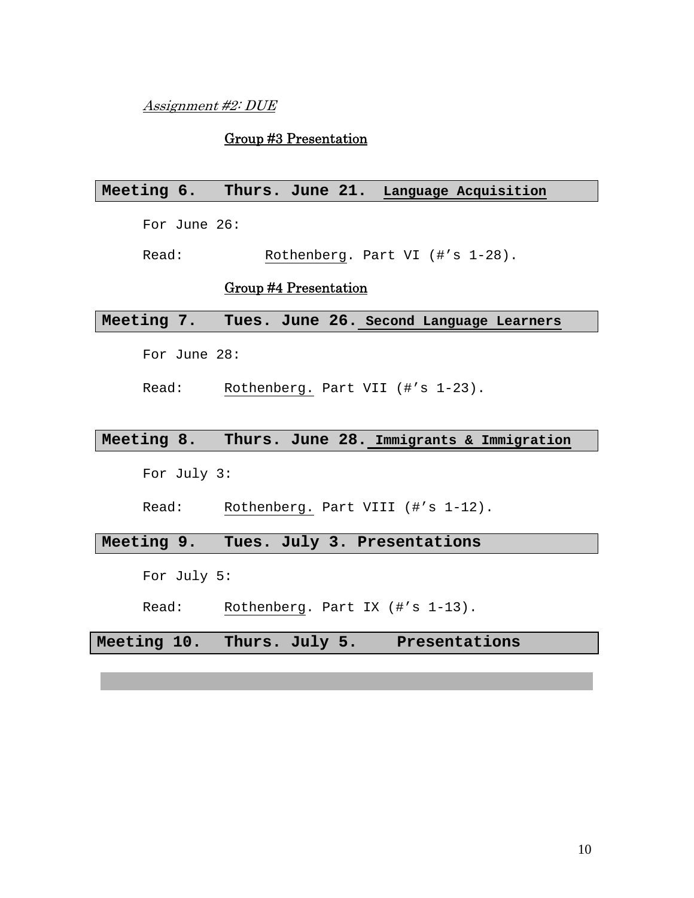*Assignment #2: DUE*

**Group #3 Presentation**

## Meeting 6. Thurs. June 21. Language Acquisition

For June 26:

Read: Rothenberg. Part VI (#'s 1-28).

**Group #4 Presentation**

## Meeting 7. Tues. June 26. Second Language Learners

For June 28:

Read: Rothenberg. Part VII (#'s 1-23).

## Meeting 8. Thurs. June 28. Immigrants & Immigration

For July 3:

Read: Rothenberg. Part VIII (#'s 1-12).

## Meeting 9. Tues. July 3. Presentations

For July 5:

Read: Rothenberg. Part IX (#'s 1-13).

## Meeting 10. Thurs. July 5. Presentations